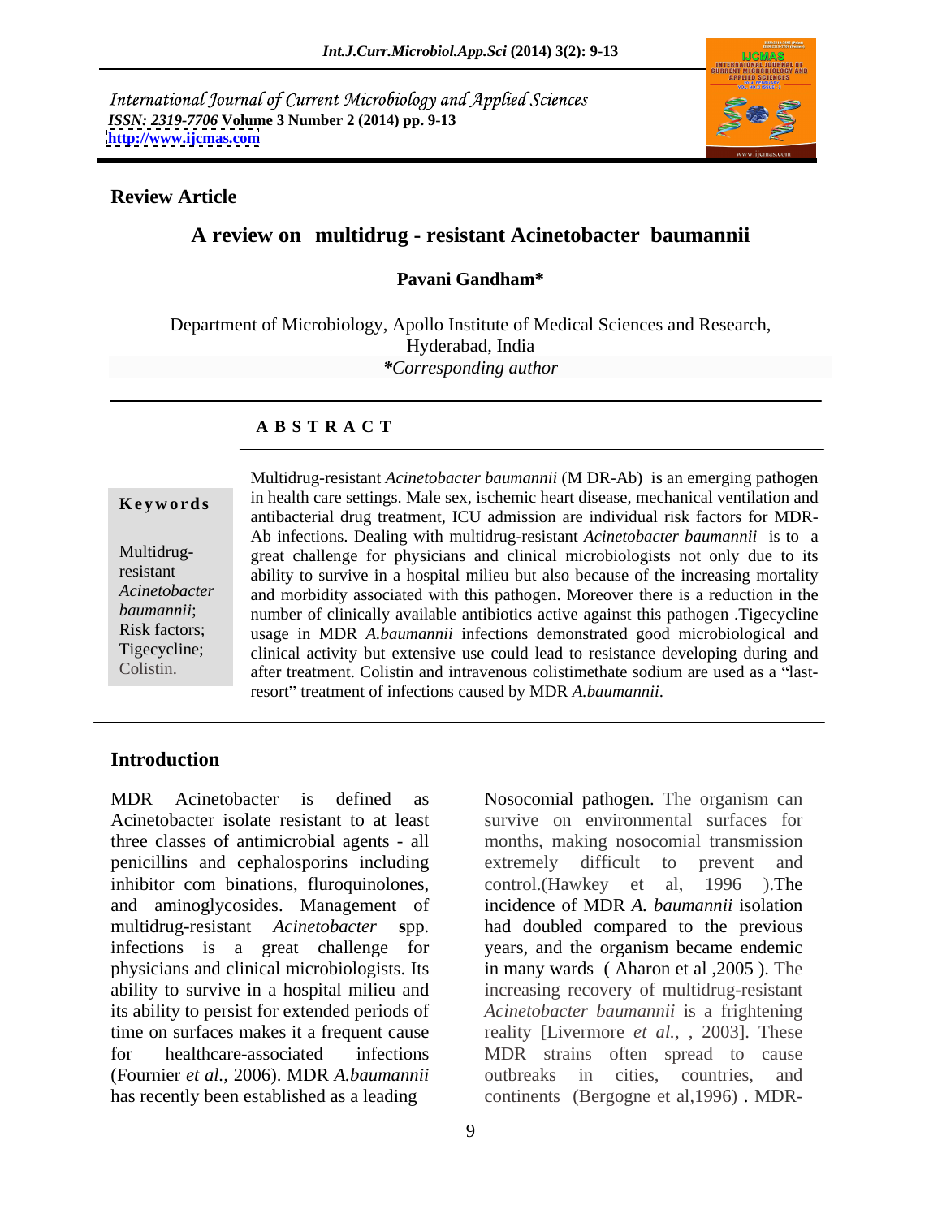International Journal of Current Microbiology and Applied Sciences
*ISSN: 2319-7706* **Volume 3 Number 2 (2014) pp. 9-13**
**http://www.ijcmas.com**

**Review Article**

# A review on multidrug - resistant Acinetobacter baumannii

**Pavani Gandham***

Department of Microbiology, Apollo Institute of Medical Sciences and Research, Hyderabad, India

**Corresponding author*

## ABSTRACT

**Keywords**

Multidrug-resistant *Acinetobacter baumannii*; Risk factors; Tigecycline; Colistin.

Multidrug-resistant *Acinetobacter baumannii* (M DR-Ab) is an emerging pathogen in health care settings. Male sex, ischemic heart disease, mechanical ventilation and antibacterial drug treatment, ICU admission are individual risk factors for MDR-Ab infections. Dealing with multidrug-resistant *Acinetobacter baumannii* is to a great challenge for physicians and clinical microbiologists not only due to its ability to survive in a hospital milieu but also because of the increasing mortality and morbidity associated with this pathogen. Moreover there is a reduction in the number of clinically available antibiotics active against this pathogen .Tigecycline usage in MDR *A.baumannii* infections demonstrated good microbiological and clinical activity but extensive use could lead to resistance developing during and after treatment. Colistin and intravenous colistimethate sodium are used as a "last-resort" treatment of infections caused by MDR *A.baumannii*.

## Introduction

MDR Acinetobacter is defined as Acinetobacter isolate resistant to at least three classes of antimicrobial agents - all penicillins and cephalosporins including inhibitor com binations, fluroquinolones, and aminoglycosides. Management of multidrug-resistant *Acinetobacter* **s**pp. infections is a great challenge for physicians and clinical microbiologists. Its ability to survive in a hospital milieu and its ability to persist for extended periods of time on surfaces makes it a frequent cause for healthcare-associated infections (Fournier *et al.*, 2006). MDR *A.baumannii* has recently been established as a leading Nosocomial pathogen. The organism can survive on environmental surfaces for months, making nosocomial transmission extremely difficult to prevent and control.(Hawkey et al, 1996 ).The incidence of MDR *A. baumannii* isolation had doubled compared to the previous years, and the organism became endemic in many wards ( Aharon et al ,2005 ). The increasing recovery of multidrug-resistant *Acinetobacter baumannii* is a frightening reality [Livermore *et al.*, , 2003]. These MDR strains often spread to cause outbreaks in cities, countries, and continents (Bergogne et al,1996) . MDR-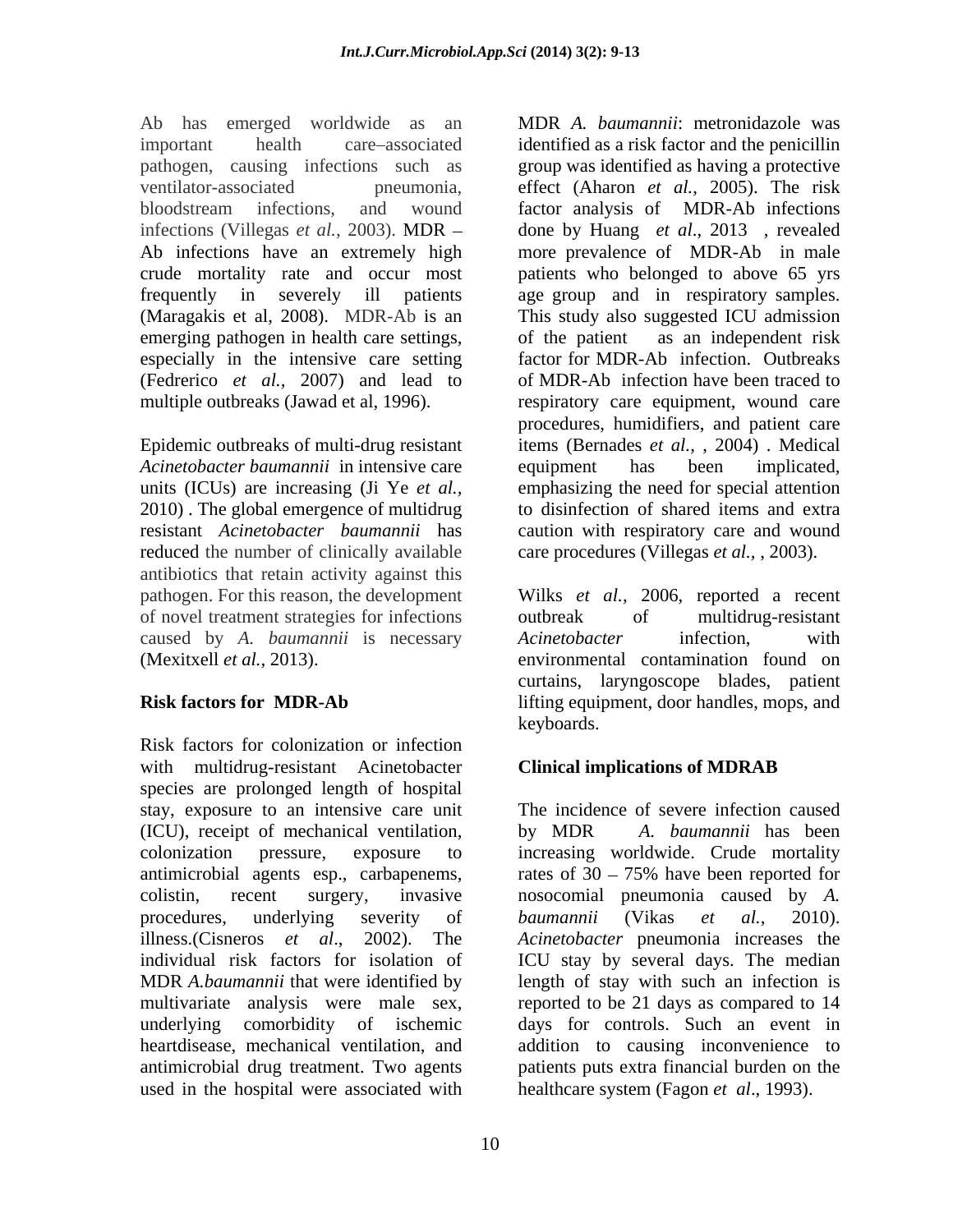Ab has emerged worldwide as an important health care–associated pathogen, causing infections such as ventilator-associated pneumonia, bloodstream infections, and wound infections (Villegas *et al.,* 2003). MDR – Ab infections have an extremely high crude mortality rate and occur most frequently in severely ill patients (Maragakis et al, 2008). MDR-Ab is an emerging pathogen in health care settings, especially in the intensive care setting (Fedrerico *et al.,* 2007) and lead to multiple outbreaks (Jawad et al, 1996).

Epidemic outbreaks of multi-drug resistant *Acinetobacter baumannii* in intensive care units (ICUs) are increasing (Ji Ye *et al.,* 2010) . The global emergence of multidrug resistant *Acinetobacter baumannii* has reduced the number of clinically available antibiotics that retain activity against this pathogen. For this reason, the development of novel treatment strategies for infections caused by *A. baumannii* is necessary (Mexitxell *et al.,* 2013).

## Risk factors for MDR-Ab

Risk factors for colonization or infection with multidrug-resistant Acinetobacter species are prolonged length of hospital stay, exposure to an intensive care unit (ICU), receipt of mechanical ventilation, colonization pressure, exposure to antimicrobial agents esp., carbapenems, colistin, recent surgery, invasive procedures, underlying severity of illness.(Cisneros *et al*., 2002). The individual risk factors for isolation of MDR *A.baumannii* that were identified by multivariate analysis were male sex, underlying comorbidity of ischemic heartdisease, mechanical ventilation, and antimicrobial drug treatment. Two agents used in the hospital were associated with MDR *A. baumannii*: metronidazole was identified as a risk factor and the penicillin group was identified as having a protective effect (Aharon *et al.*, 2005). The risk factor analysis of MDR-Ab infections done by Huang *et al*., 2013 , revealed more prevalence of MDR-Ab in male patients who belonged to above 65 yrs age group and in respiratory samples. This study also suggested ICU admission of the patient as an independent risk factor for MDR-Ab infection. Outbreaks of MDR-Ab infection have been traced to respiratory care equipment, wound care procedures, humidifiers, and patient care items (Bernades *et al.,* , 2004) . Medical equipment has been implicated, emphasizing the need for special attention to disinfection of shared items and extra caution with respiratory care and wound care procedures (Villegas *et al.,* , 2003).

Wilks *et al.,* 2006, reported a recent outbreak of multidrug-resistant *Acinetobacter* infection, with environmental contamination found on curtains, laryngoscope blades, patient lifting equipment, door handles, mops, and keyboards.

## Clinical implications of MDRAB

The incidence of severe infection caused by MDR *A. baumannii* has been increasing worldwide. Crude mortality rates of 30 – 75% have been reported for nosocomial pneumonia caused by *A. baumannii* (Vikas *et al.,* 2010). *Acinetobacter* pneumonia increases the ICU stay by several days. The median length of stay with such an infection is reported to be 21 days as compared to 14 days for controls. Such an event in addition to causing inconvenience to patients puts extra financial burden on the healthcare system (Fagon *et al*., 1993).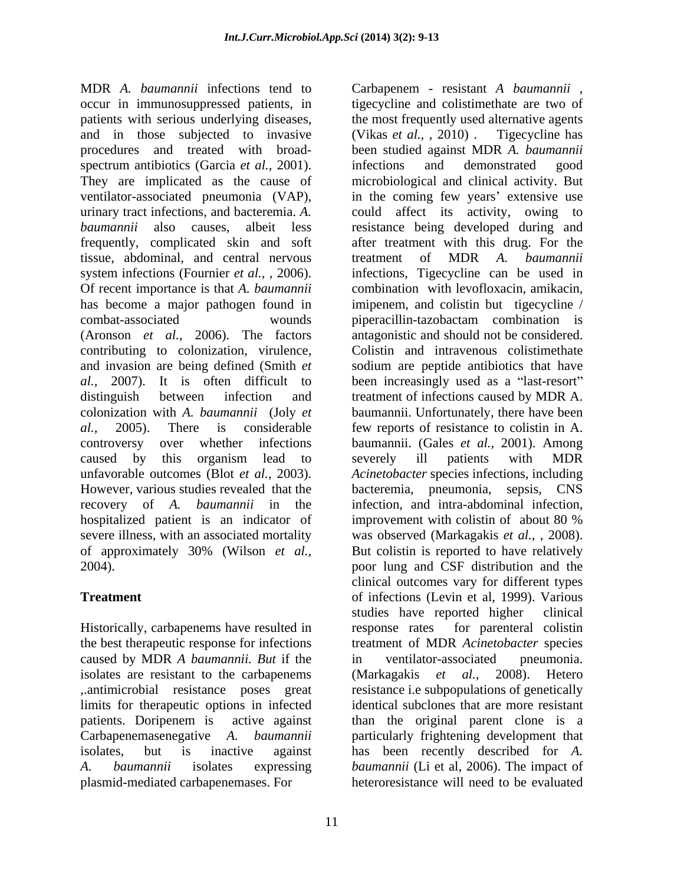MDR *A. baumannii* infections tend to occur in immunosuppressed patients, in patients with serious underlying diseases, and in those subjected to invasive procedures and treated with broad-spectrum antibiotics (Garcia *et al.*, 2001). They are implicated as the cause of ventilator-associated pneumonia (VAP), urinary tract infections, and bacteremia. *A. baumannii* also causes, albeit less frequently, complicated skin and soft tissue, abdominal, and central nervous system infections (Fournier *et al.*, , 2006). Of recent importance is that *A. baumannii* has become a major pathogen found in combat-associated wounds (Aronson *et al.*, 2006). The factors contributing to colonization, virulence, and invasion are being defined (Smith *et al.*, 2007). It is often difficult to distinguish between infection and colonization with *A. baumannii* (Joly *et al.*, 2005). There is considerable controversy over whether infections caused by this organism lead to unfavorable outcomes (Blot *et al.*, 2003). However, various studies revealed that the recovery of *A. baumannii* in the hospitalized patient is an indicator of severe illness, with an associated mortality of approximately 30% (Wilson *et al.*, 2004).

**Treatment**

Historically, carbapenems have resulted in the best therapeutic response for infections caused by MDR *A baumannii. But* if the isolates are resistant to the carbapenems ,.antimicrobial resistance poses great limits for therapeutic options in infected patients. Doripenem is active against Carbapenemasenegative *A. baumannii* isolates, but is inactive against *A. baumannii* isolates expressing plasmid-mediated carbapenemases. For Carbapenem - resistant *A baumannii* , tigecycline and colistimethate are two of the most frequently used alternative agents (Vikas *et al.*, , 2010) . Tigecycline has been studied against MDR *A. baumannii* infections and demonstrated good microbiological and clinical activity. But in the coming few years' extensive use could affect its activity, owing to resistance being developed during and after treatment with this drug. For the treatment of MDR *A. baumannii* infections, Tigecycline can be used in combination with levofloxacin, amikacin, imipenem, and colistin but tigecycline / piperacillin-tazobactam combination is antagonistic and should not be considered. Colistin and intravenous colistimethate sodium are peptide antibiotics that have been increasingly used as a "last-resort" treatment of infections caused by MDR A. baumannii. Unfortunately, there have been few reports of resistance to colistin in A. baumannii. (Gales *et al.*, 2001). Among severely ill patients with MDR *Acinetobacter* species infections, including bacteremia, pneumonia, sepsis, CNS infection, and intra-abdominal infection, improvement with colistin of about 80 % was observed (Markagakis *et al.*, , 2008). But colistin is reported to have relatively poor lung and CSF distribution and the clinical outcomes vary for different types of infections (Levin et al, 1999). Various studies have reported higher clinical response rates for parenteral colistin treatment of MDR *Acinetobacter* species in ventilator-associated pneumonia. (Markagakis *et al.*, 2008). Hetero resistance i.e subpopulations of genetically identical subclones that are more resistant than the original parent clone is a particularly frightening development that has been recently described for *A. baumannii* (Li et al, 2006). The impact of heteroresistance will need to be evaluated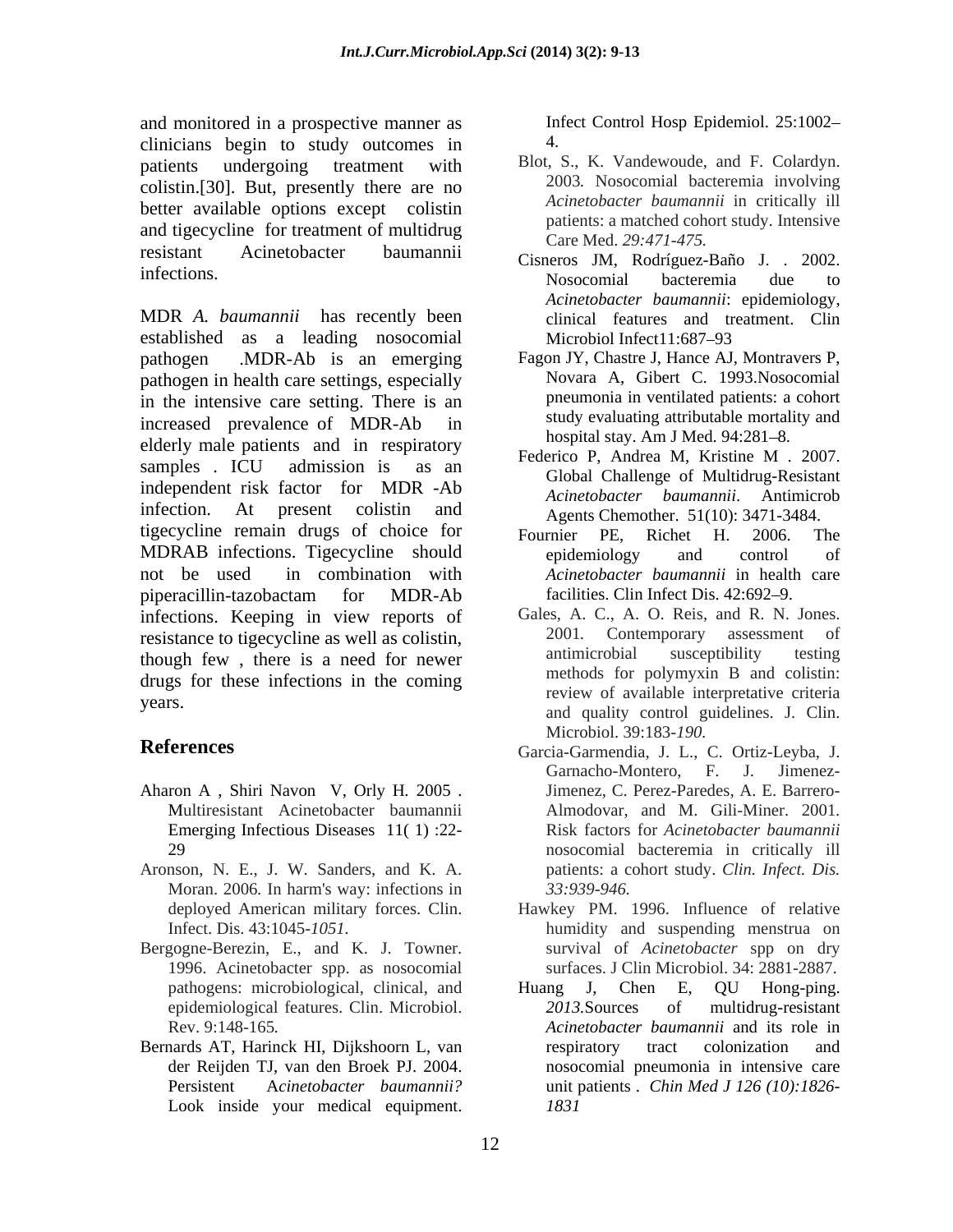and monitored in a prospective manner as clinicians begin to study outcomes in patients undergoing treatment with colistin.[30]. But, presently there are no better available options except colistin and tigecycline for treatment of multidrug resistant Acinetobacter baumannii infections.

MDR *A. baumannii* has recently been established as a leading nosocomial pathogen .MDR-Ab is an emerging pathogen in health care settings, especially in the intensive care setting. There is an increased prevalence of MDR-Ab in elderly male patients and in respiratory samples . ICU admission is as an independent risk factor for MDR -Ab infection. At present colistin and tigecycline remain drugs of choice for MDRAB infections. Tigecycline should not be used in combination with piperacillin-tazobactam for MDR-Ab infections. Keeping in view reports of resistance to tigecycline as well as colistin, though few , there is a need for newer drugs for these infections in the coming years.

## References

Aharon A , Shiri Navon V, Orly H. 2005 . Multiresistant Acinetobacter baumannii Emerging Infectious Diseases 11( 1) :22-29

Aronson, N. E., J. W. Sanders, and K. A. Moran. 2006*.* In harm's way: infections in deployed American military forces. Clin. Infect. Dis. 43:1045-*1051.*

Bergogne-Berezin, E., and K. J. Towner. 1996. Acinetobacter spp. as nosocomial pathogens: microbiological, clinical, and epidemiological features. Clin. Microbiol. Rev. 9:148-165*.*

Bernards AT, Harinck HI, Dijkshoorn L, van der Reijden TJ, van den Broek PJ. 2004. Persistent A*cinetobacter baumannii?* Look inside your medical equipment. Infect Control Hosp Epidemiol. 25:1002–4.

Blot, S., K. Vandewoude, and F. Colardyn. 2003*.* Nosocomial bacteremia involving *Acinetobacter baumannii* in critically ill patients: a matched cohort study. Intensive Care Med. *29:471-475.*

Cisneros JM, Rodríguez-Baño J. . 2002. Nosocomial bacteremia due to *Acinetobacter baumannii*: epidemiology, clinical features and treatment. Clin Microbiol Infect11:687–93

Fagon JY, Chastre J, Hance AJ, Montravers P, Novara A, Gibert C. 1993.Nosocomial pneumonia in ventilated patients: a cohort study evaluating attributable mortality and hospital stay. Am J Med. 94:281–8.

Federico P, Andrea M, Kristine M . 2007. Global Challenge of Multidrug-Resistant *Acinetobacter baumannii*. Antimicrob Agents Chemother. 51(10): 3471-3484.

Fournier PE, Richet H. 2006. The epidemiology and control of *Acinetobacter baumannii* in health care facilities. Clin Infect Dis. 42:692–9.

Gales, A. C., A. O. Reis, and R. N. Jones. 2001*.* Contemporary assessment of antimicrobial susceptibility testing methods for polymyxin B and colistin: review of available interpretative criteria and quality control guidelines. J. Clin. Microbiol. 39:183-*190.*

Garcia-Garmendia, J. L., C. Ortiz-Leyba, J. Garnacho-Montero, F. J. Jimenez-Jimenez, C. Perez-Paredes, A. E. Barrero-Almodovar, and M. Gili-Miner. 2001*.* Risk factors for *Acinetobacter baumannii* nosocomial bacteremia in critically ill patients: a cohort study. *Clin. Infect. Dis. 33:939-946.*

Hawkey PM. 1996. Influence of relative humidity and suspending menstrua on survival of *Acinetobacter* spp on dry surfaces. J Clin Microbiol. 34: 2881-2887.

Huang J, Chen E, QU Hong-ping. *2013.*Sources of multidrug-resistant *Acinetobacter baumannii* and its role in respiratory tract colonization and nosocomial pneumonia in intensive care unit patients . *Chin Med J 126 (10):1826-1831*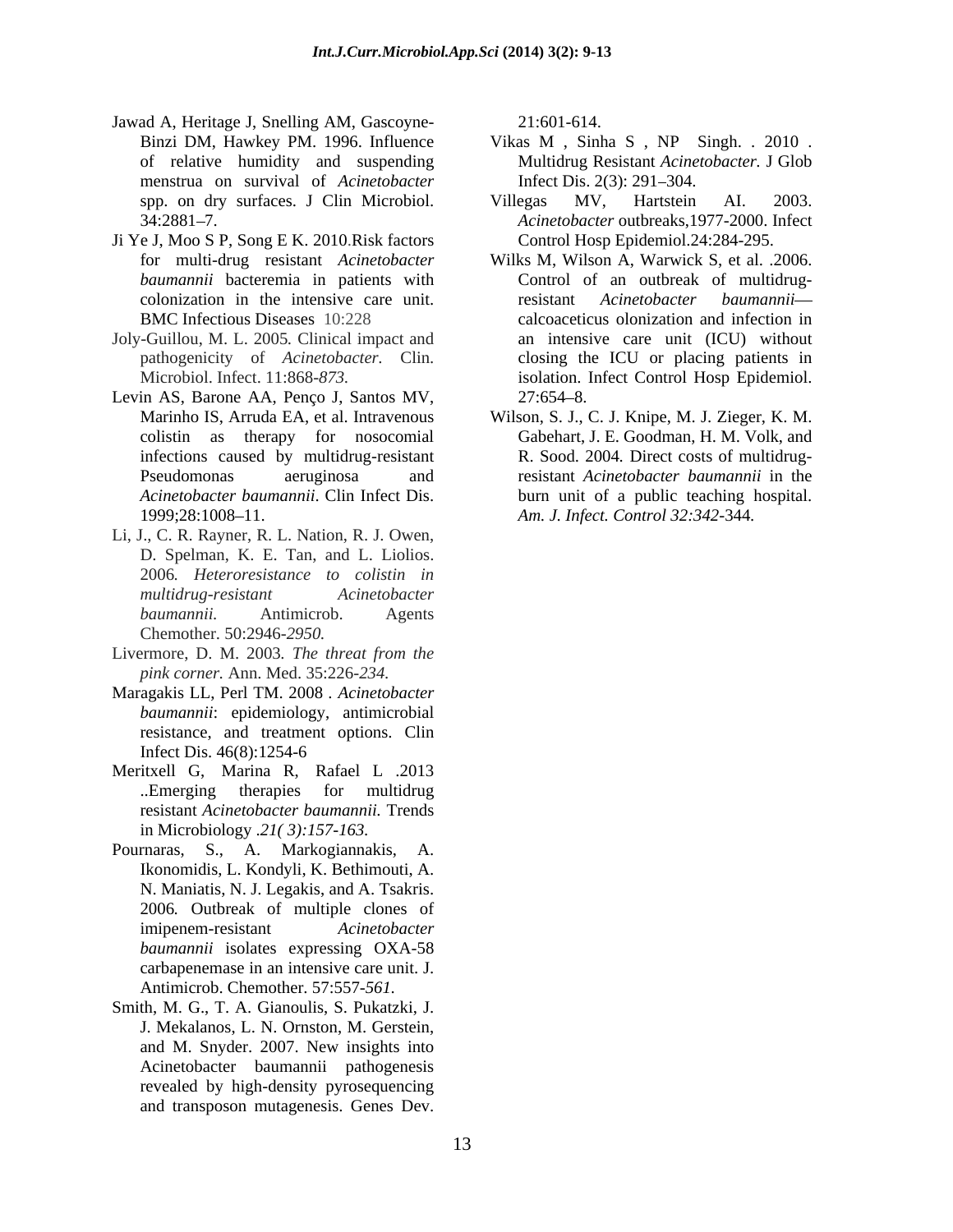Jawad A, Heritage J, Snelling AM, Gascoyne-Binzi DM, Hawkey PM. 1996. Influence of relative humidity and suspending menstrua on survival of *Acinetobacter* spp. on dry surfaces. J Clin Microbiol. 34:2881–7.

Ji Ye J, Moo S P, Song E K. 2010.Risk factors for multi-drug resistant *Acinetobacter baumannii* bacteremia in patients with colonization in the intensive care unit. BMC Infectious Diseases 10:228

Joly-Guillou, M. L. 2005. Clinical impact and pathogenicity of *Acinetobacter*. Clin. Microbiol. Infect. 11:868-*873.*

Levin AS, Barone AA, Penço J, Santos MV, Marinho IS, Arruda EA, et al. Intravenous colistin as therapy for nosocomial infections caused by multidrug-resistant Pseudomonas aeruginosa and *Acinetobacter baumannii*. Clin Infect Dis. 1999;28:1008–11.

Li, J., C. R. Rayner, R. L. Nation, R. J. Owen, D. Spelman, K. E. Tan, and L. Liolios. 2006. *Heteroresistance to colistin in multidrug-resistant Acinetobacter baumannii.* Antimicrob. Agents Chemother. 50:2946-*2950.*

Livermore, D. M. 2003. *The threat from the pink corner.* Ann. Med. 35:226-*234.*

Maragakis LL, Perl TM. 2008 . *Acinetobacter baumannii*: epidemiology, antimicrobial resistance, and treatment options. Clin Infect Dis. 46(8):1254-6

Meritxell G, Marina R, Rafael L .2013 ..Emerging therapies for multidrug resistant *Acinetobacter baumannii.* Trends in Microbiology *.21( 3):157-163.*

Pournaras, S., A. Markogiannakis, A. Ikonomidis, L. Kondyli, K. Bethimouti, A. N. Maniatis, N. J. Legakis, and A. Tsakris. 2006. Outbreak of multiple clones of imipenem-resistant *Acinetobacter baumannii* isolates expressing OXA-58 carbapenemase in an intensive care unit. J. Antimicrob. Chemother. 57:557-*561.*

Smith, M. G., T. A. Gianoulis, S. Pukatzki, J. J. Mekalanos, L. N. Ornston, M. Gerstein, and M. Snyder. 2007. New insights into Acinetobacter baumannii pathogenesis revealed by high-density pyrosequencing and transposon mutagenesis. Genes Dev. 21:601-614.

Vikas M , Sinha S , NP Singh. . 2010 . Multidrug Resistant *Acinetobacter.* J Glob Infect Dis. 2(3): 291–304.

Villegas MV, Hartstein AI. 2003. *Acinetobacter* outbreaks,1977-2000. Infect Control Hosp Epidemiol.24:284-295.

Wilks M, Wilson A, Warwick S, et al. .2006. Control of an outbreak of multidrug-resistant *Acinetobacter baumannii*—calcoaceticus olonization and infection in an intensive care unit (ICU) without closing the ICU or placing patients in isolation. Infect Control Hosp Epidemiol. 27:654–8.

Wilson, S. J., C. J. Knipe, M. J. Zieger, K. M. Gabehart, J. E. Goodman, H. M. Volk, and R. Sood. 2004. Direct costs of multidrug-resistant *Acinetobacter baumannii* in the burn unit of a public teaching hospital. *Am. J. Infect. Control 32:342*-344.